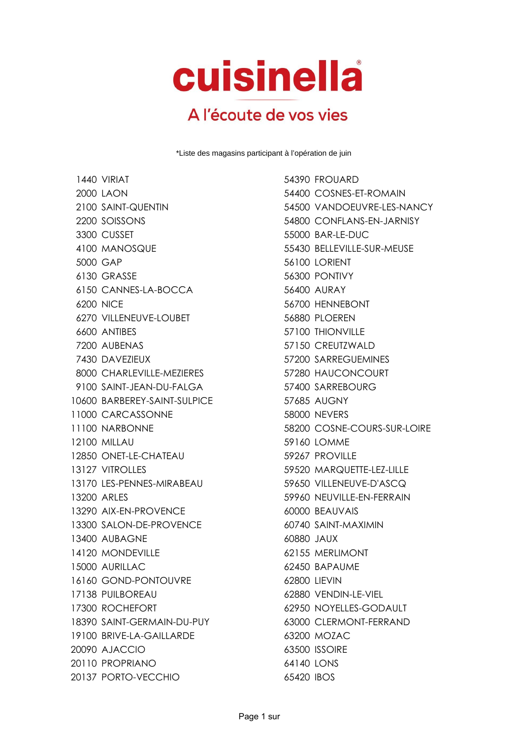# cuisinella®

## A l'écoute de vos vies

*Liste des magasins participant à l'opération de juin

1440 VIRIAT
2000 LAON
2100 SAINT-QUENTIN
2200 SOISSONS
3300 CUSSET
4100 MANOSQUE
5000 GAP
6130 GRASSE
6150 CANNES-LA-BOCCA
6200 NICE
6270 VILLENEUVE-LOUBET
6600 ANTIBES
7200 AUBENAS
7430 DAVEZIEUX
8000 CHARLEVILLE-MEZIERES
9100 SAINT-JEAN-DU-FALGA
10600 BARBEREY-SAINT-SULPICE
11000 CARCASSONNE
11100 NARBONNE
12100 MILLAU
12850 ONET-LE-CHATEAU
13127 VITROLLES
13170 LES-PENNES-MIRABEAU
13200 ARLES
13290 AIX-EN-PROVENCE
13300 SALON-DE-PROVENCE
13400 AUBAGNE
14120 MONDEVILLE
15000 AURILLAC
16160 GOND-PONTOUVRE
17138 PUILBOREAU
17300 ROCHEFORT
18390 SAINT-GERMAIN-DU-PUY
19100 BRIVE-LA-GAILLARDE
20090 AJACCIO
20110 PROPRIANO
20137 PORTO-VECCHIO
54390 FROUARD
54400 COSNES-ET-ROMAIN
54500 VANDOEUVRE-LES-NANCY
54800 CONFLANS-EN-JARNISY
55000 BAR-LE-DUC
55430 BELLEVILLE-SUR-MEUSE
56100 LORIENT
56300 PONTIVY
56400 AURAY
56700 HENNEBONT
56880 PLOEREN
57100 THIONVILLE
57150 CREUTZWALD
57200 SARREGUEMINES
57280 HAUCONCOURT
57400 SARREBOURG
57685 AUGNY
58000 NEVERS
58200 COSNE-COURS-SUR-LOIRE
59160 LOMME
59267 PROVILLE
59520 MARQUETTE-LEZ-LILLE
59650 VILLENEUVE-D'ASCQ
59960 NEUVILLE-EN-FERRAIN
60000 BEAUVAIS
60740 SAINT-MAXIMIN
60880 JAUX
62155 MERLIMONT
62450 BAPAUME
62800 LIEVIN
62880 VENDIN-LE-VIEL
62950 NOYELLES-GODAULT
63000 CLERMONT-FERRAND
63200 MOZAC
63500 ISSOIRE
64140 LONS
65420 IBOS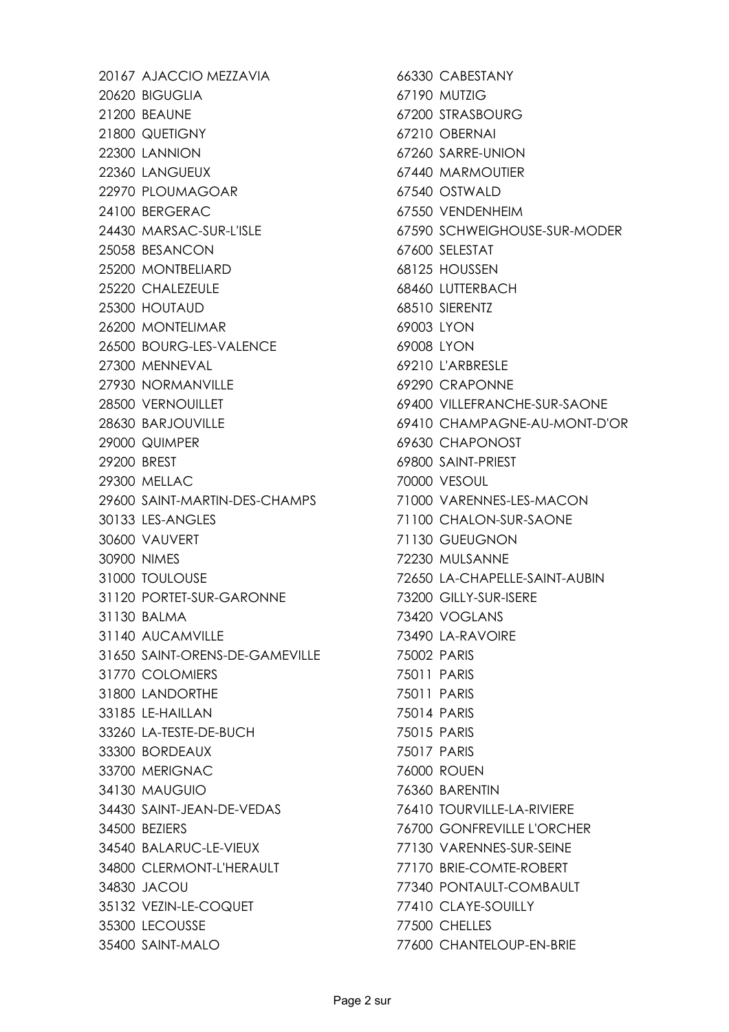20167 AJACCIO MEZZAVIA
20620 BIGUGLIA
21200 BEAUNE
21800 QUETIGNY
22300 LANNION
22360 LANGUEUX
22970 PLOUMAGOAR
24100 BERGERAC
24430 MARSAC-SUR-L'ISLE
25058 BESANCON
25200 MONTBELIARD
25220 CHALEZEULE
25300 HOUTAUD
26200 MONTELIMAR
26500 BOURG-LES-VALENCE
27300 MENNEVAL
27930 NORMANVILLE
28500 VERNOUILLET
28630 BARJOUVILLE
29000 QUIMPER
29200 BREST
29300 MELLAC
29600 SAINT-MARTIN-DES-CHAMPS
30133 LES-ANGLES
30600 VAUVERT
30900 NIMES
31000 TOULOUSE
31120 PORTET-SUR-GARONNE
31130 BALMA
31140 AUCAMVILLE
31650 SAINT-ORENS-DE-GAMEVILLE
31770 COLOMIERS
31800 LANDORTHE
33185 LE-HAILLAN
33260 LA-TESTE-DE-BUCH
33300 BORDEAUX
33700 MERIGNAC
34130 MAUGUIO
34430 SAINT-JEAN-DE-VEDAS
34500 BEZIERS
34540 BALARUC-LE-VIEUX
34800 CLERMONT-L'HERAULT
34830 JACOU
35132 VEZIN-LE-COQUET
35300 LECOUSSE
35400 SAINT-MALO
66330 CABESTANY
67190 MUTZIG
67200 STRASBOURG
67210 OBERNAI
67260 SARRE-UNION
67440 MARMOUTIER
67540 OSTWALD
67550 VENDENHEIM
67590 SCHWEIGHOUSE-SUR-MODER
67600 SELESTAT
68125 HOUSSEN
68460 LUTTERBACH
68510 SIERENTZ
69003 LYON
69008 LYON
69210 L'ARBRESLE
69290 CRAPONNE
69400 VILLEFRANCHE-SUR-SAONE
69410 CHAMPAGNE-AU-MONT-D'OR
69630 CHAPONOST
69800 SAINT-PRIEST
70000 VESOUL
71000 VARENNES-LES-MACON
71100 CHALON-SUR-SAONE
71130 GUEUGNON
72230 MULSANNE
72650 LA-CHAPELLE-SAINT-AUBIN
73200 GILLY-SUR-ISERE
73420 VOGLANS
73490 LA-RAVOIRE
75002 PARIS
75011 PARIS
75011 PARIS
75014 PARIS
75015 PARIS
75017 PARIS
76000 ROUEN
76360 BARENTIN
76410 TOURVILLE-LA-RIVIERE
76700 GONFREVILLE L'ORCHER
77130 VARENNES-SUR-SEINE
77170 BRIE-COMTE-ROBERT
77340 PONTAULT-COMBAULT
77410 CLAYE-SOUILLY
77500 CHELLES
77600 CHANTELOUP-EN-BRIE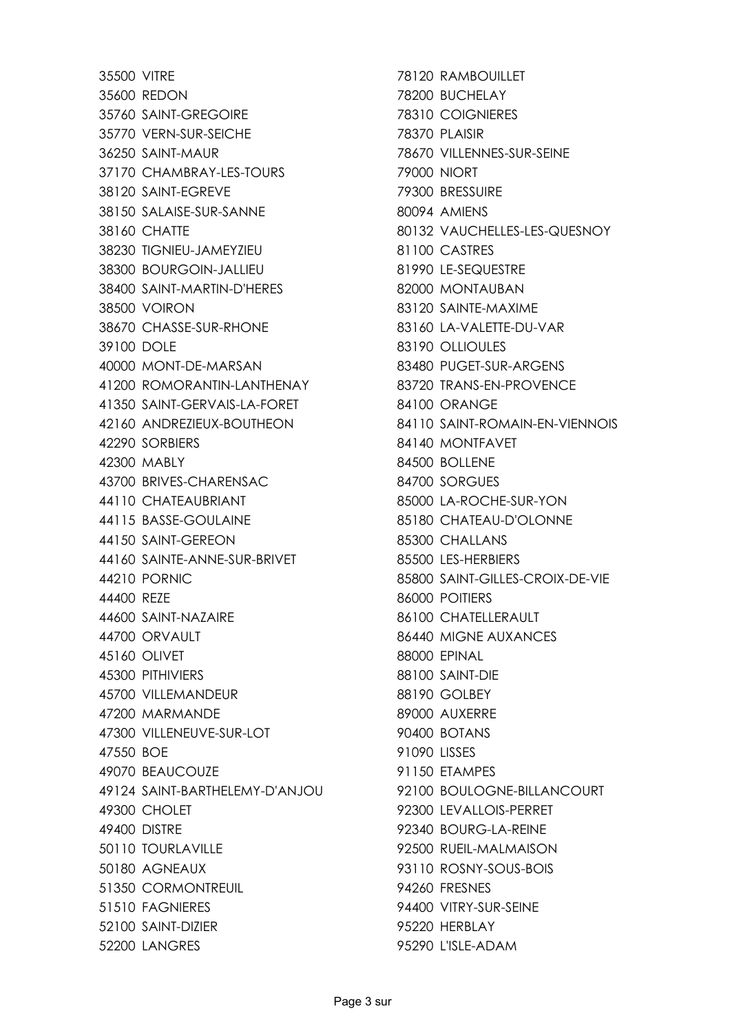35500 VITRE
35600 REDON
35760 SAINT-GREGOIRE
35770 VERN-SUR-SEICHE
36250 SAINT-MAUR
37170 CHAMBRAY-LES-TOURS
38120 SAINT-EGREVE
38150 SALAISE-SUR-SANNE
38160 CHATTE
38230 TIGNIEU-JAMEYZIEU
38300 BOURGOIN-JALLIEU
38400 SAINT-MARTIN-D'HERES
38500 VOIRON
38670 CHASSE-SUR-RHONE
39100 DOLE
40000 MONT-DE-MARSAN
41200 ROMORANTIN-LANTHENAY
41350 SAINT-GERVAIS-LA-FORET
42160 ANDREZIEUX-BOUTHEON
42290 SORBIERS
42300 MABLY
43700 BRIVES-CHARENSAC
44110 CHATEAUBRIANT
44115 BASSE-GOULAINE
44150 SAINT-GEREON
44160 SAINTE-ANNE-SUR-BRIVET
44210 PORNIC
44400 REZE
44600 SAINT-NAZAIRE
44700 ORVAULT
45160 OLIVET
45300 PITHIVIERS
45700 VILLEMANDEUR
47200 MARMANDE
47300 VILLENEUVE-SUR-LOT
47550 BOE
49070 BEAUCOUZE
49124 SAINT-BARTHELEMY-D'ANJOU
49300 CHOLET
49400 DISTRE
50110 TOURLAVILLE
50180 AGNEAUX
51350 CORMONTREUIL
51510 FAGNIERES
52100 SAINT-DIZIER
52200 LANGRES
78120 RAMBOUILLET
78200 BUCHELAY
78310 COIGNIERES
78370 PLAISIR
78670 VILLENNES-SUR-SEINE
79000 NIORT
79300 BRESSUIRE
80094 AMIENS
80132 VAUCHELLES-LES-QUESNOY
81100 CASTRES
81990 LE-SEQUESTRE
82000 MONTAUBAN
83120 SAINTE-MAXIME
83160 LA-VALETTE-DU-VAR
83190 OLLIOULES
83480 PUGET-SUR-ARGENS
83720 TRANS-EN-PROVENCE
84100 ORANGE
84110 SAINT-ROMAIN-EN-VIENNOIS
84140 MONTFAVET
84500 BOLLENE
84700 SORGUES
85000 LA-ROCHE-SUR-YON
85180 CHATEAU-D'OLONNE
85300 CHALLANS
85500 LES-HERBIERS
85800 SAINT-GILLES-CROIX-DE-VIE
86000 POITIERS
86100 CHATELLERAULT
86440 MIGNE AUXANCES
88000 EPINAL
88100 SAINT-DIE
88190 GOLBEY
89000 AUXERRE
90400 BOTANS
91090 LISSES
91150 ETAMPES
92100 BOULOGNE-BILLANCOURT
92300 LEVALLOIS-PERRET
92340 BOURG-LA-REINE
92500 RUEIL-MALMAISON
93110 ROSNY-SOUS-BOIS
94260 FRESNES
94400 VITRY-SUR-SEINE
95220 HERBLAY
95290 L'ISLE-ADAM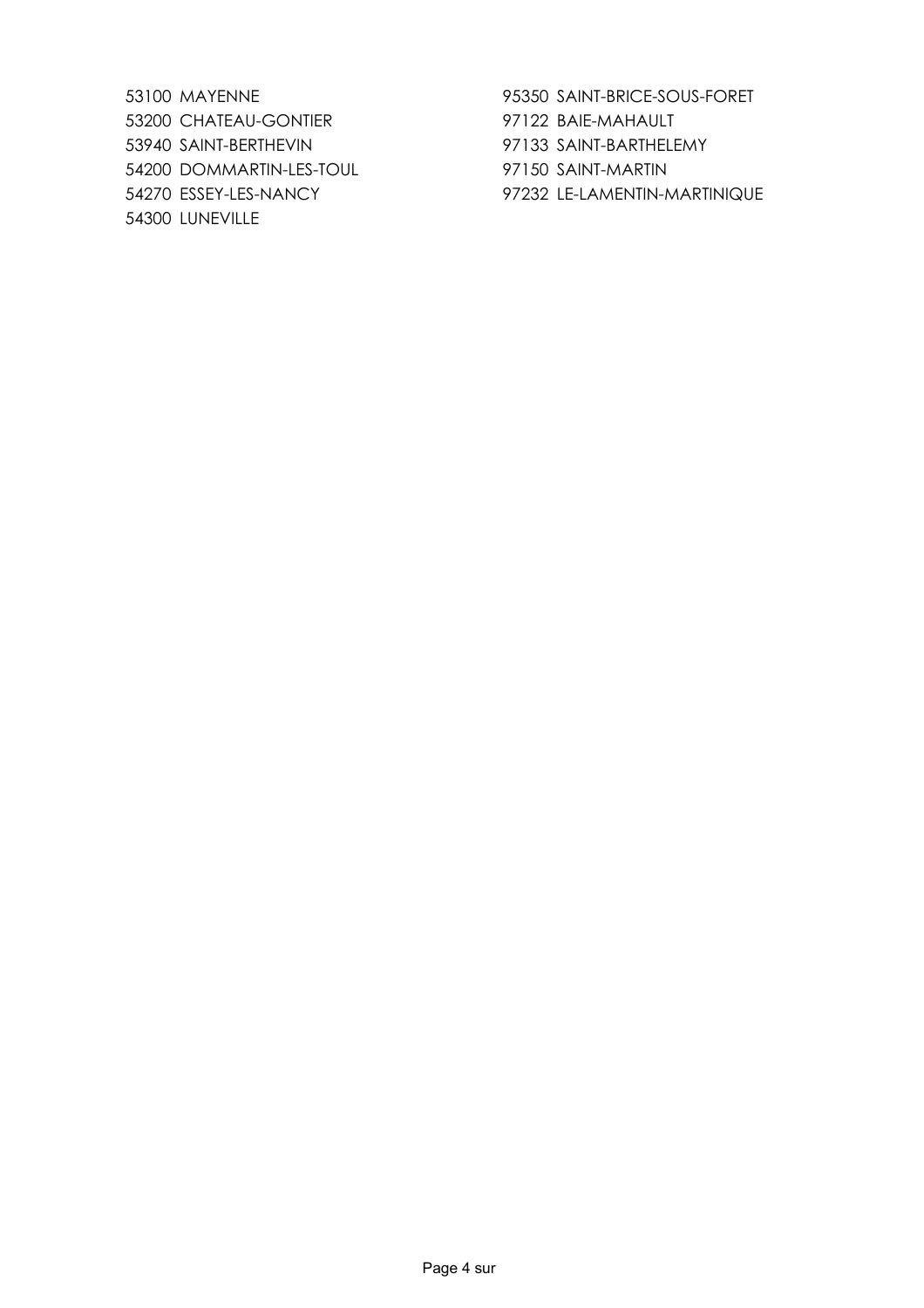53100 MAYENNE
53200 CHATEAU-GONTIER
53940 SAINT-BERTHEVIN
54200 DOMMARTIN-LES-TOUL
54270 ESSEY-LES-NANCY
54300 LUNEVILLE

95350 SAINT-BRICE-SOUS-FORET
97122 BAIE-MAHAULT
97133 SAINT-BARTHELEMY
97150 SAINT-MARTIN
97232 LE-LAMENTIN-MARTINIQUE